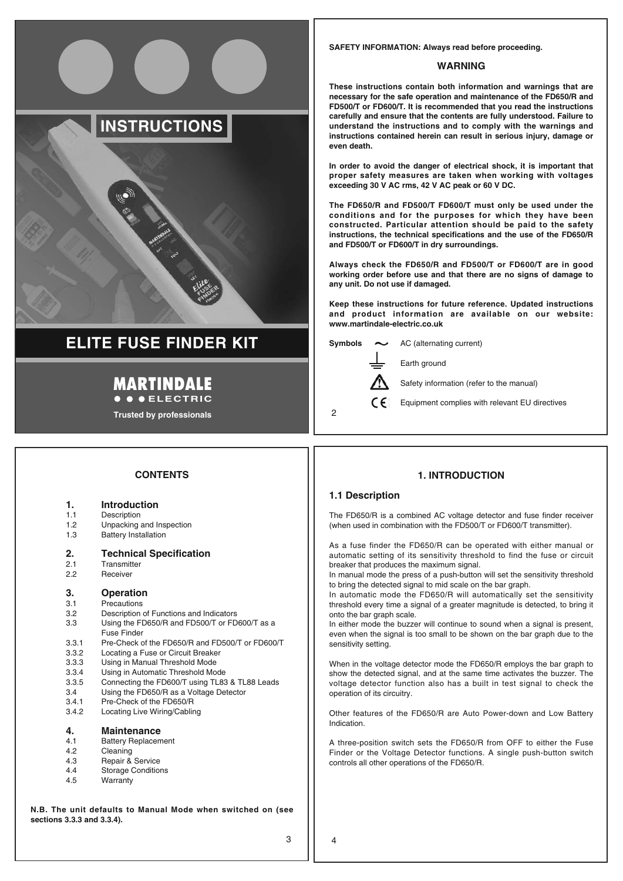# INSTRUCTIONS

# ELITE FUSE FINDER KIT

**MARTINDALE ELECTRIC**

**Trusted by professionals**

**SAFETY INFORMATION: Always read before proceeding.**

## WARNING

**These instructions contain both information and warnings that are necessary for the safe operation and maintenance of the FD650/R and FD500/T or FD600/T. It is recommended that you read the instructions carefully and ensure that the contents are fully understood. Failure to understand the instructions and to comply with the warnings and instructions contained herein can result in serious injury, damage or even death.**

**In order to avoid the danger of electrical shock, it is important that proper safety measures are taken when working with voltages exceeding 30 V AC rms, 42 V AC peak or 60 V DC.**

**The FD650/R and FD500/T FD600/T must only be used under the conditions and for the purposes for which they have been constructed. Particular attention should be paid to the safety instructions, the technical specifications and the use of the FD650/R and FD500/T or FD600/T in dry surroundings.**

**Always check the FD650/R and FD500/T or FD600/T are in good working order before use and that there are no signs of damage to any unit. Do not use if damaged.**

**Keep these instructions for future reference. Updated instructions and product information are available on our website: www.martindale-electric.co.uk**

**Symbols**

- ~ AC (alternating current)
- ⏚ Earth ground
- ⚠ Safety information (refer to the manual)
- CE Equipment complies with relevant EU directives

## CONTENTS

**1. Introduction**
- 1.1 Description
- 1.2 Unpacking and Inspection
- 1.3 Battery Installation

**2. Technical Specification**
- 2.1 Transmitter
- 2.2 Receiver

**3. Operation**
- 3.1 Precautions
- 3.2 Description of Functions and Indicators
- 3.3 Using the FD650/R and FD500/T or FD600/T as a Fuse Finder
- 3.3.1 Pre-Check of the FD650/R and FD500/T or FD600/T
- 3.3.2 Locating a Fuse or Circuit Breaker
- 3.3.3 Using in Manual Threshold Mode
- 3.3.4 Using in Automatic Threshold Mode
- 3.3.5 Connecting the FD600/T using TL83 & TL88 Leads
- 3.4 Using the FD650/R as a Voltage Detector
- 3.4.1 Pre-Check of the FD650/R
- 3.4.2 Locating Live Wiring/Cabling

**4. Maintenance**
- 4.1 Battery Replacement
- 4.2 Cleaning
- 4.3 Repair & Service
- 4.4 Storage Conditions
- 4.5 Warranty

**N.B. The unit defaults to Manual Mode when switched on (see sections 3.3.3 and 3.3.4).**

## 1. INTRODUCTION

### 1.1 Description

The FD650/R is a combined AC voltage detector and fuse finder receiver (when used in combination with the FD500/T or FD600/T transmitter).

As a fuse finder the FD650/R can be operated with either manual or automatic setting of its sensitivity threshold to find the fuse or circuit breaker that produces the maximum signal.
In manual mode the press of a push-button will set the sensitivity threshold to bring the detected signal to mid scale on the bar graph.
In automatic mode the FD650/R will automatically set the sensitivity threshold every time a signal of a greater magnitude is detected, to bring it onto the bar graph scale.
In either mode the buzzer will continue to sound when a signal is present, even when the signal is too small to be shown on the bar graph due to the sensitivity setting.

When in the voltage detector mode the FD650/R employs the bar graph to show the detected signal, and at the same time activates the buzzer. The voltage detector function also has a built in test signal to check the operation of its circuitry.

Other features of the FD650/R are Auto Power-down and Low Battery Indication.

A three-position switch sets the FD650/R from OFF to either the Fuse Finder or the Voltage Detector functions. A single push-button switch controls all other operations of the FD650/R.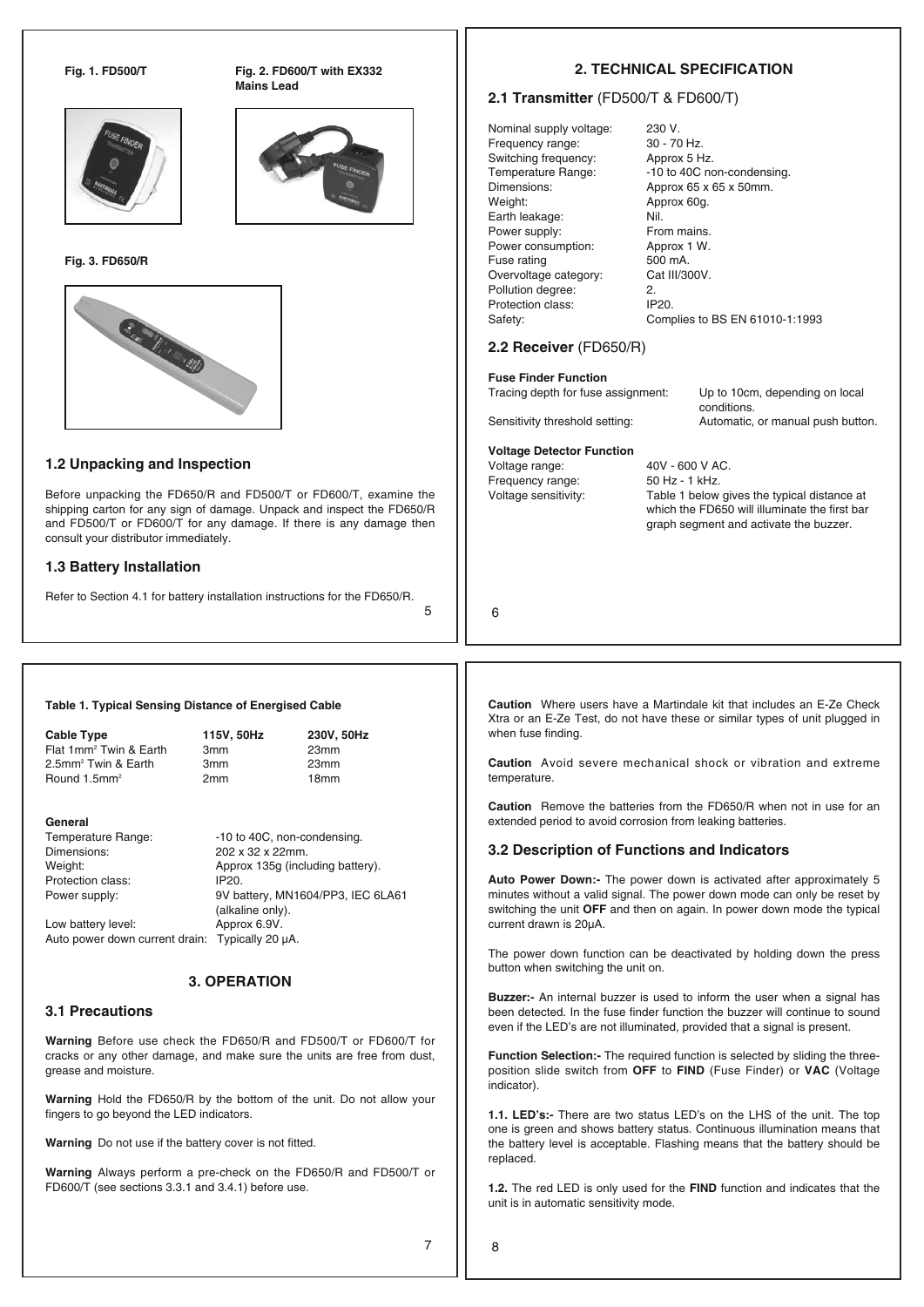Fig. 1. FD500/T

Fig. 2. FD600/T with EX332 Mains Lead

Fig. 3. FD650/R

### 1.2 Unpacking and Inspection

Before unpacking the FD650/R and FD500/T or FD600/T, examine the shipping carton for any sign of damage. Unpack and inspect the FD650/R and FD500/T or FD600/T for any damage. If there is any damage then consult your distributor immediately.

### 1.3 Battery Installation

Refer to Section 4.1 for battery installation instructions for the FD650/R.

## 2. TECHNICAL SPECIFICATION

### 2.1 Transmitter (FD500/T & FD600/T)

| | |
|---|---|
| Nominal supply voltage: | 230 V. |
| Frequency range: | 30 - 70 Hz. |
| Switching frequency: | Approx 5 Hz. |
| Temperature Range: | -10 to 40C non-condensing. |
| Dimensions: | Approx 65 x 65 x 50mm. |
| Weight: | Approx 60g. |
| Earth leakage: | Nil. |
| Power supply: | From mains. |
| Power consumption: | Approx 1 W. |
| Fuse rating | 500 mA. |
| Overvoltage category: | Cat III/300V. |
| Pollution degree: | 2. |
| Protection class: | IP20. |
| Safety: | Complies to BS EN 61010-1:1993 |

### 2.2 Receiver (FD650/R)

**Fuse Finder Function**

| | |
|---|---|
| Tracing depth for fuse assignment: | Up to 10cm, depending on local conditions. |
| Sensitivity threshold setting: | Automatic, or manual push button. |

**Voltage Detector Function**

| | |
|---|---|
| Voltage range: | 40V - 600 V AC. |
| Frequency range: | 50 Hz - 1 kHz. |
| Voltage sensitivity: | Table 1 below gives the typical distance at which the FD650 will illuminate the first bar graph segment and activate the buzzer. |

**Table 1. Typical Sensing Distance of Energised Cable**

| Cable Type | 115V, 50Hz | 230V, 50Hz |
|---|---|---|
| Flat 1mm² Twin & Earth | 3mm | 23mm |
| 2.5mm² Twin & Earth | 3mm | 23mm |
| Round 1.5mm² | 2mm | 18mm |

**General**

| | |
|---|---|
| Temperature Range: | -10 to 40C, non-condensing. |
| Dimensions: | 202 x 32 x 22mm. |
| Weight: | Approx 135g (including battery). |
| Protection class: | IP20. |
| Power supply: | 9V battery, MN1604/PP3, IEC 6LA61 (alkaline only). |
| Low battery level: | Approx 6.9V. |
| Auto power down current drain: | Typically 20 µA. |

## 3. OPERATION

### 3.1 Precautions

**Warning** Before use check the FD650/R and FD500/T or FD600/T for cracks or any other damage, and make sure the units are free from dust, grease and moisture.

**Warning** Hold the FD650/R by the bottom of the unit. Do not allow your fingers to go beyond the LED indicators.

**Warning** Do not use if the battery cover is not fitted.

**Warning** Always perform a pre-check on the FD650/R and FD500/T or FD600/T (see sections 3.3.1 and 3.4.1) before use.

**Caution** Where users have a Martindale kit that includes an E-Ze Check Xtra or an E-Ze Test, do not have these or similar types of unit plugged in when fuse finding.

**Caution** Avoid severe mechanical shock or vibration and extreme temperature.

**Caution** Remove the batteries from the FD650/R when not in use for an extended period to avoid corrosion from leaking batteries.

### 3.2 Description of Functions and Indicators

**Auto Power Down:-** The power down is activated after approximately 5 minutes without a valid signal. The power down mode can only be reset by switching the unit **OFF** and then on again. In power down mode the typical current drawn is 20µA.

The power down function can be deactivated by holding down the press button when switching the unit on.

**Buzzer:-** An internal buzzer is used to inform the user when a signal has been detected. In the fuse finder function the buzzer will continue to sound even if the LED's are not illuminated, provided that a signal is present.

**Function Selection:-** The required function is selected by sliding the three-position slide switch from **OFF** to **FIND** (Fuse Finder) or **VAC** (Voltage indicator).

**1.1. LED's:-** There are two status LED's on the LHS of the unit. The top one is green and shows battery status. Continuous illumination means that the battery level is acceptable. Flashing means that the battery should be replaced.

**1.2.** The red LED is only used for the **FIND** function and indicates that the unit is in automatic sensitivity mode.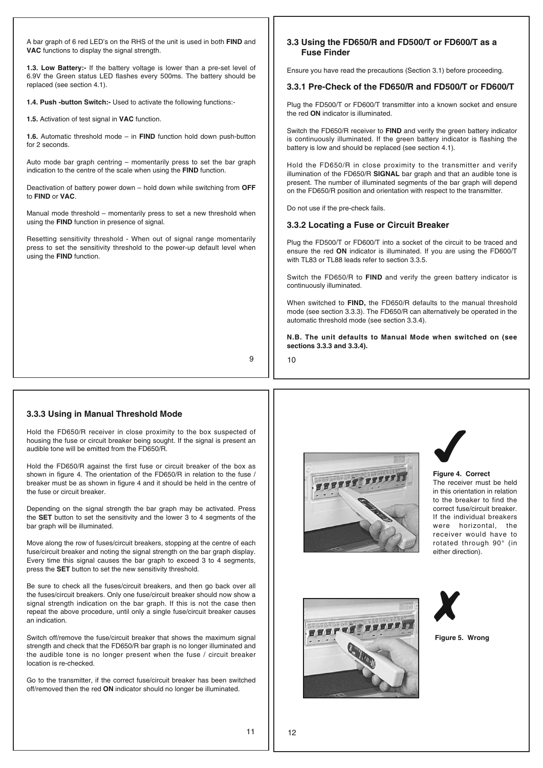A bar graph of 6 red LED's on the RHS of the unit is used in both **FIND** and **VAC** functions to display the signal strength.

**1.3. Low Battery:-** If the battery voltage is lower than a pre-set level of 6.9V the Green status LED flashes every 500ms. The battery should be replaced (see section 4.1).

**1.4. Push -button Switch:-** Used to activate the following functions:-

**1.5.** Activation of test signal in **VAC** function.

**1.6.** Automatic threshold mode – in **FIND** function hold down push-button for 2 seconds.

Auto mode bar graph centring – momentarily press to set the bar graph indication to the centre of the scale when using the **FIND** function.

Deactivation of battery power down – hold down while switching from **OFF** to **FIND** or **VAC**.

Manual mode threshold – momentarily press to set a new threshold when using the **FIND** function in presence of signal.

Resetting sensitivity threshold - When out of signal range momentarily press to set the sensitivity threshold to the power-up default level when using the **FIND** function.

### 3.3 Using the FD650/R and FD500/T or FD600/T as a Fuse Finder

Ensure you have read the precautions (Section 3.1) before proceeding.

### 3.3.1 Pre-Check of the FD650/R and FD500/T or FD600/T

Plug the FD500/T or FD600/T transmitter into a known socket and ensure the red **ON** indicator is illuminated.

Switch the FD650/R receiver to **FIND** and verify the green battery indicator is continuously illuminated. If the green battery indicator is flashing the battery is low and should be replaced (see section 4.1).

Hold the FD650/R in close proximity to the transmitter and verify illumination of the FD650/R **SIGNAL** bar graph and that an audible tone is present. The number of illuminated segments of the bar graph will depend on the FD650/R position and orientation with respect to the transmitter.

Do not use if the pre-check fails.

### 3.3.2 Locating a Fuse or Circuit Breaker

Plug the FD500/T or FD600/T into a socket of the circuit to be traced and ensure the red **ON** indicator is illuminated. If you are using the FD600/T with TL83 or TL88 leads refer to section 3.3.5.

Switch the FD650/R to **FIND** and verify the green battery indicator is continuously illuminated.

When switched to **FIND,** the FD650/R defaults to the manual threshold mode (see section 3.3.3). The FD650/R can alternatively be operated in the automatic threshold mode (see section 3.3.4).

**N.B. The unit defaults to Manual Mode when switched on (see sections 3.3.3 and 3.3.4).**

### 3.3.3 Using in Manual Threshold Mode

Hold the FD650/R receiver in close proximity to the box suspected of housing the fuse or circuit breaker being sought. If the signal is present an audible tone will be emitted from the FD650/R.

Hold the FD650/R against the first fuse or circuit breaker of the box as shown in figure 4. The orientation of the FD650/R in relation to the fuse / breaker must be as shown in figure 4 and it should be held in the centre of the fuse or circuit breaker.

Depending on the signal strength the bar graph may be activated. Press the **SET** button to set the sensitivity and the lower 3 to 4 segments of the bar graph will be illuminated.

Move along the row of fuses/circuit breakers, stopping at the centre of each fuse/circuit breaker and noting the signal strength on the bar graph display. Every time this signal causes the bar graph to exceed 3 to 4 segments, press the **SET** button to set the new sensitivity threshold.

Be sure to check all the fuses/circuit breakers, and then go back over all the fuses/circuit breakers. Only one fuse/circuit breaker should now show a signal strength indication on the bar graph. If this is not the case then repeat the above procedure, until only a single fuse/circuit breaker causes an indication.

Switch off/remove the fuse/circuit breaker that shows the maximum signal strength and check that the FD650/R bar graph is no longer illuminated and the audible tone is no longer present when the fuse / circuit breaker location is re-checked.

Go to the transmitter, if the correct fuse/circuit breaker has been switched off/removed then the red **ON** indicator should no longer be illuminated.

✔

**Figure 4. Correct**
The receiver must be held in this orientation in relation to the breaker to find the correct fuse/circuit breaker. If the individual breakers were horizontal, the receiver would have to rotated through 90° (in either direction).

✘

**Figure 5. Wrong**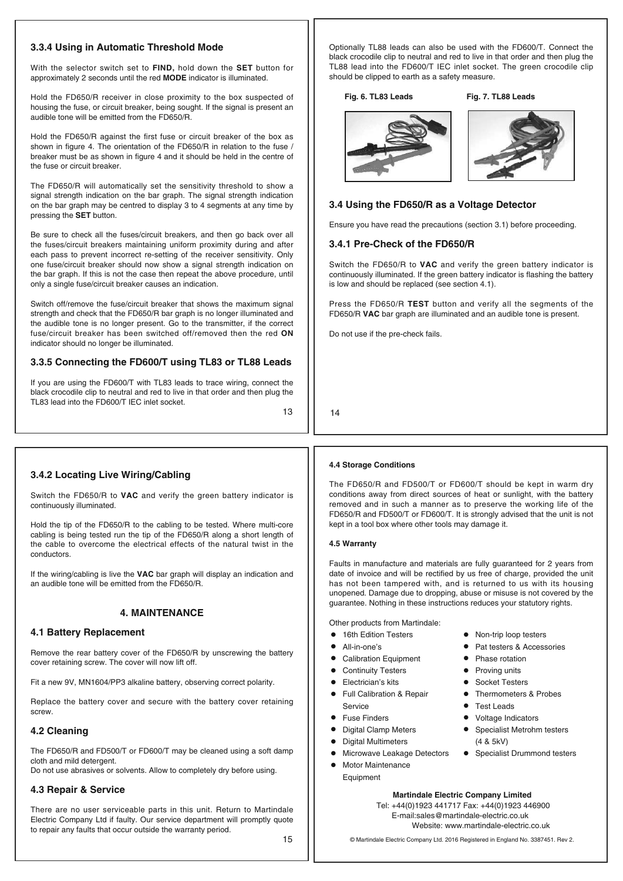### 3.3.4 Using in Automatic Threshold Mode

With the selector switch set to **FIND,** hold down the **SET** button for approximately 2 seconds until the red **MODE** indicator is illuminated.

Hold the FD650/R receiver in close proximity to the box suspected of housing the fuse, or circuit breaker, being sought. If the signal is present an audible tone will be emitted from the FD650/R.

Hold the FD650/R against the first fuse or circuit breaker of the box as shown in figure 4. The orientation of the FD650/R in relation to the fuse / breaker must be as shown in figure 4 and it should be held in the centre of the fuse or circuit breaker.

The FD650/R will automatically set the sensitivity threshold to show a signal strength indication on the bar graph. The signal strength indication on the bar graph may be centred to display 3 to 4 segments at any time by pressing the **SET** button.

Be sure to check all the fuses/circuit breakers, and then go back over all the fuses/circuit breakers maintaining uniform proximity during and after each pass to prevent incorrect re-setting of the receiver sensitivity. Only one fuse/circuit breaker should now show a signal strength indication on the bar graph. If this is not the case then repeat the above procedure, until only a single fuse/circuit breaker causes an indication.

Switch off/remove the fuse/circuit breaker that shows the maximum signal strength and check that the FD650/R bar graph is no longer illuminated and the audible tone is no longer present. Go to the transmitter, if the correct fuse/circuit breaker has been switched off/removed then the red **ON** indicator should no longer be illuminated.

### 3.3.5 Connecting the FD600/T using TL83 or TL88 Leads

If you are using the FD600/T with TL83 leads to trace wiring, connect the black crocodile clip to neutral and red to live in that order and then plug the TL83 lead into the FD600/T IEC inlet socket.

Optionally TL88 leads can also be used with the FD600/T. Connect the black crocodile clip to neutral and red to live in that order and then plug the TL88 lead into the FD600/T IEC inlet socket. The green crocodile clip should be clipped to earth as a safety measure.

**Fig. 6. TL83 Leads**

**Fig. 7. TL88 Leads**

### 3.4 Using the FD650/R as a Voltage Detector

Ensure you have read the precautions (section 3.1) before proceeding.

### 3.4.1 Pre-Check of the FD650/R

Switch the FD650/R to **VAC** and verify the green battery indicator is continuously illuminated. If the green battery indicator is flashing the battery is low and should be replaced (see section 4.1).

Press the FD650/R **TEST** button and verify all the segments of the FD650/R **VAC** bar graph are illuminated and an audible tone is present.

Do not use if the pre-check fails.

### 3.4.2 Locating Live Wiring/Cabling

Switch the FD650/R to **VAC** and verify the green battery indicator is continuously illuminated.

Hold the tip of the FD650/R to the cabling to be tested. Where multi-core cabling is being tested run the tip of the FD650/R along a short length of the cable to overcome the electrical effects of the natural twist in the conductors.

If the wiring/cabling is live the **VAC** bar graph will display an indication and an audible tone will be emitted from the FD650/R.

## 4. MAINTENANCE

### 4.1 Battery Replacement

Remove the rear battery cover of the FD650/R by unscrewing the battery cover retaining screw. The cover will now lift off.

Fit a new 9V, MN1604/PP3 alkaline battery, observing correct polarity.

Replace the battery cover and secure with the battery cover retaining screw.

### 4.2 Cleaning

The FD650/R and FD500/T or FD600/T may be cleaned using a soft damp cloth and mild detergent.
Do not use abrasives or solvents. Allow to completely dry before using.

### 4.3 Repair & Service

There are no user serviceable parts in this unit. Return to Martindale Electric Company Ltd if faulty. Our service department will promptly quote to repair any faults that occur outside the warranty period.

#### 4.4 Storage Conditions

The FD650/R and FD500/T or FD600/T should be kept in warm dry conditions away from direct sources of heat or sunlight, with the battery removed and in such a manner as to preserve the working life of the FD650/R and FD500/T or FD600/T. It is strongly advised that the unit is not kept in a tool box where other tools may damage it.

#### 4.5 Warranty

Faults in manufacture and materials are fully guaranteed for 2 years from date of invoice and will be rectified by us free of charge, provided the unit has not been tampered with, and is returned to us with its housing unopened. Damage due to dropping, abuse or misuse is not covered by the guarantee. Nothing in these instructions reduces your statutory rights.

Other products from Martindale:

- 16th Edition Testers
- All-in-one's
- Calibration Equipment
- Continuity Testers
- Electrician's kits
- Full Calibration & Repair Service
- Fuse Finders
- Digital Clamp Meters
- Digital Multimeters
- Microwave Leakage Detectors
- Motor Maintenance Equipment
- Non-trip loop testers
- Pat testers & Accessories
- Phase rotation
- Proving units
- Socket Testers
- Thermometers & Probes
- Test Leads
- Voltage Indicators
- Specialist Metrohm testers (4 & 5kV)
- Specialist Drummond testers

**Martindale Electric Company Limited**
Tel: +44(0)1923 441717 Fax: +44(0)1923 446900
E-mail:sales@martindale-electric.co.uk
Website: www.martindale-electric.co.uk

© Martindale Electric Company Ltd. 2016 Registered in England No. 3387451. Rev 2.